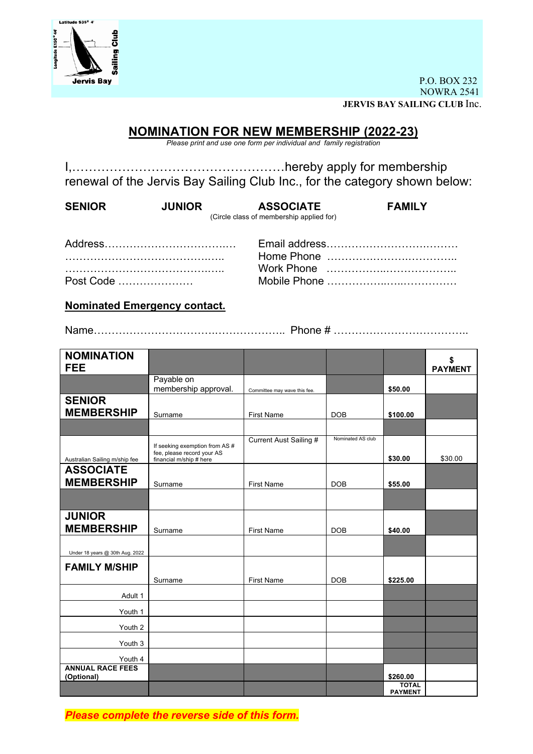Latitude S35° 4'
Longitude E150° 44'
Jervis Bay Sailing Club

P.O. BOX 232
NOWRA 2541
**JERVIS BAY SAILING CLUB** Inc.

## NOMINATION FOR NEW MEMBERSHIP (2022-23)

*Please print and use one form per individual and family registration*

I,……………………………………………hereby apply for membership renewal of the Jervis Bay Sailing Club Inc., for the category shown below:

**SENIOR** **JUNIOR** **ASSOCIATE** **FAMILY**

(Circle class of membership applied for)

Address……………………………..…
……………………………………..…..
……………………………………..…..
Post Code …………………

Email address……………………….………
Home Phone ……………….……….………..
Work Phone ……………..………………..
Mobile Phone ……………..…..……………

**Nominated Emergency contact.**

Name……………………………..……………….. Phone # ………………………………..

| **NOMINATION FEE** | | | | | **$ PAYMENT** |
|---|---|---|---|---|---|
| | Payable on membership approval. | Committee may wave this fee. | | **$50.00** | |
| **SENIOR MEMBERSHIP** | Surname | First Name | DOB | **$100.00** | |
| | | | | | |
| Australian Sailing m/ship fee | If seeking exemption from AS # fee, please record your AS financial m/ship # here | Current Aust Sailing # | Nominated AS club | **$30.00** | $30.00 |
| **ASSOCIATE MEMBERSHIP** | Surname | First Name | DOB | **$55.00** | |
| | | | | | |
| **JUNIOR MEMBERSHIP** | Surname | First Name | DOB | **$40.00** | |
| Under 18 years @ 30th Aug. 2022 | | | | | |
| **FAMILY M/SHIP** | Surname | First Name | DOB | **$225.00** | |
| Adult 1 | | | | | |
| Youth 1 | | | | | |
| Youth 2 | | | | | |
| Youth 3 | | | | | |
| Youth 4 | | | | | |
| **ANNUAL RACE FEES (Optional)** | | | | **$260.00** | |
| | | | | **TOTAL PAYMENT** | |

***Please complete the reverse side of this form.***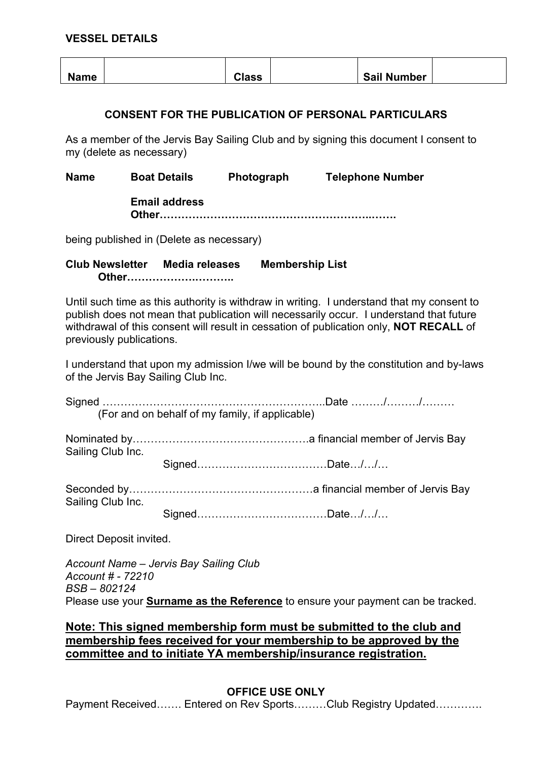**VESSEL DETAILS**

| | | | | | |
|---|---|---|---|---|---|
| **Name** | | **Class** | | **Sail Number** | |

**CONSENT FOR THE PUBLICATION OF PERSONAL PARTICULARS**

As a member of the Jervis Bay Sailing Club and by signing this document I consent to my (delete as necessary)

**Name** **Boat Details** **Photograph** **Telephone Number**

**Email address**
**Other………………………………………………..…….**

being published in (Delete as necessary)

**Club Newsletter** **Media releases** **Membership List**
**Other…………….………..**

Until such time as this authority is withdraw in writing. I understand that my consent to publish does not mean that publication will necessarily occur. I understand that future withdrawal of this consent will result in cessation of publication only, **NOT RECALL** of previously publications.

I understand that upon my admission I/we will be bound by the constitution and by-laws of the Jervis Bay Sailing Club Inc.

Signed ……………………………………………………..Date ………/………/………
(For and on behalf of my family, if applicable)

Nominated by………………………………………….a financial member of Jervis Bay Sailing Club Inc.
Signed………………………………Date…/…/…

Seconded by……………………………………………a financial member of Jervis Bay Sailing Club Inc.
Signed………………………………Date…/…/…

Direct Deposit invited.

*Account Name – Jervis Bay Sailing Club*
*Account # - 72210*
*BSB – 802124*
Please use your **Surname as the Reference** to ensure your payment can be tracked.

**Note: This signed membership form must be submitted to the club and membership fees received for your membership to be approved by the committee and to initiate YA membership/insurance registration.**

**OFFICE USE ONLY**

Payment Received……. Entered on Rev Sports………Club Registry Updated………….